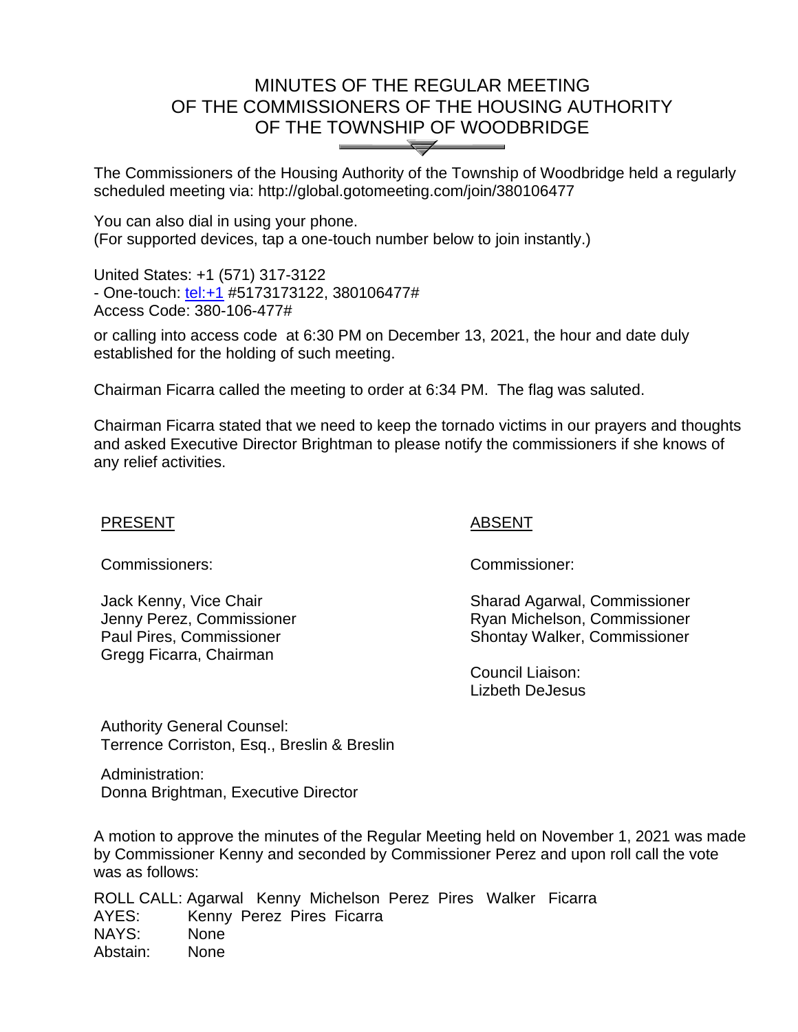# MINUTES OF THE REGULAR MEETING OF THE COMMISSIONERS OF THE HOUSING AUTHORITY OF THE TOWNSHIP OF WOODBRIDGE

The Commissioners of the Housing Authority of the Township of Woodbridge held a regularly scheduled meeting via: http://global.gotomeeting.com/join/380106477

You can also dial in using your phone.
(For supported devices, tap a one-touch number below to join instantly.)

United States: +1 (571) 317-3122
- One-touch: tel:+1 #5173173122, 380106477#
Access Code: 380-106-477#

or calling into access code at 6:30 PM on December 13, 2021, the hour and date duly established for the holding of such meeting.

Chairman Ficarra called the meeting to order at 6:34 PM. The flag was saluted.

Chairman Ficarra stated that we need to keep the tornado victims in our prayers and thoughts and asked Executive Director Brightman to please notify the commissioners if she knows of any relief activities.

<u>PRESENT</u>

Commissioners:

Jack Kenny, Vice Chair
Jenny Perez, Commissioner
Paul Pires, Commissioner
Gregg Ficarra, Chairman

<u>ABSENT</u>

Commissioner:

Sharad Agarwal, Commissioner
Ryan Michelson, Commissioner
Shontay Walker, Commissioner

Council Liaison:
Lizbeth DeJesus

Authority General Counsel:
Terrence Corriston, Esq., Breslin & Breslin

Administration:
Donna Brightman, Executive Director

A motion to approve the minutes of the Regular Meeting held on November 1, 2021 was made by Commissioner Kenny and seconded by Commissioner Perez and upon roll call the vote was as follows:

ROLL CALL: Agarwal Kenny Michelson Perez Pires Walker Ficarra
AYES: Kenny Perez Pires Ficarra
NAYS: None
Abstain: None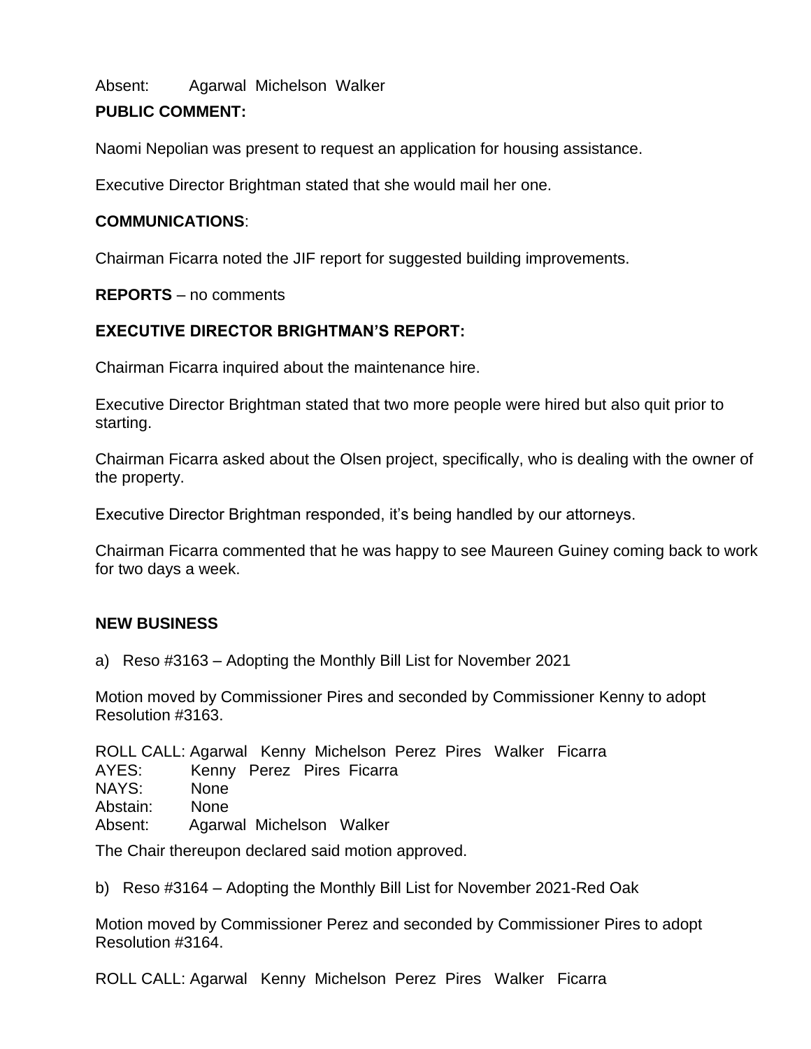Absent: Agarwal Michelson Walker

**PUBLIC COMMENT:**

Naomi Nepolian was present to request an application for housing assistance.

Executive Director Brightman stated that she would mail her one.

**COMMUNICATIONS**:

Chairman Ficarra noted the JIF report for suggested building improvements.

**REPORTS** – no comments

**EXECUTIVE DIRECTOR BRIGHTMAN'S REPORT:**

Chairman Ficarra inquired about the maintenance hire.

Executive Director Brightman stated that two more people were hired but also quit prior to starting.

Chairman Ficarra asked about the Olsen project, specifically, who is dealing with the owner of the property.

Executive Director Brightman responded, it's being handled by our attorneys.

Chairman Ficarra commented that he was happy to see Maureen Guiney coming back to work for two days a week.

**NEW BUSINESS**

a) Reso #3163 – Adopting the Monthly Bill List for November 2021

Motion moved by Commissioner Pires and seconded by Commissioner Kenny to adopt Resolution #3163.

ROLL CALL: Agarwal Kenny Michelson Perez Pires Walker Ficarra
AYES: Kenny Perez Pires Ficarra
NAYS: None
Abstain: None
Absent: Agarwal Michelson Walker

The Chair thereupon declared said motion approved.

b) Reso #3164 – Adopting the Monthly Bill List for November 2021-Red Oak

Motion moved by Commissioner Perez and seconded by Commissioner Pires to adopt Resolution #3164.

ROLL CALL: Agarwal Kenny Michelson Perez Pires Walker Ficarra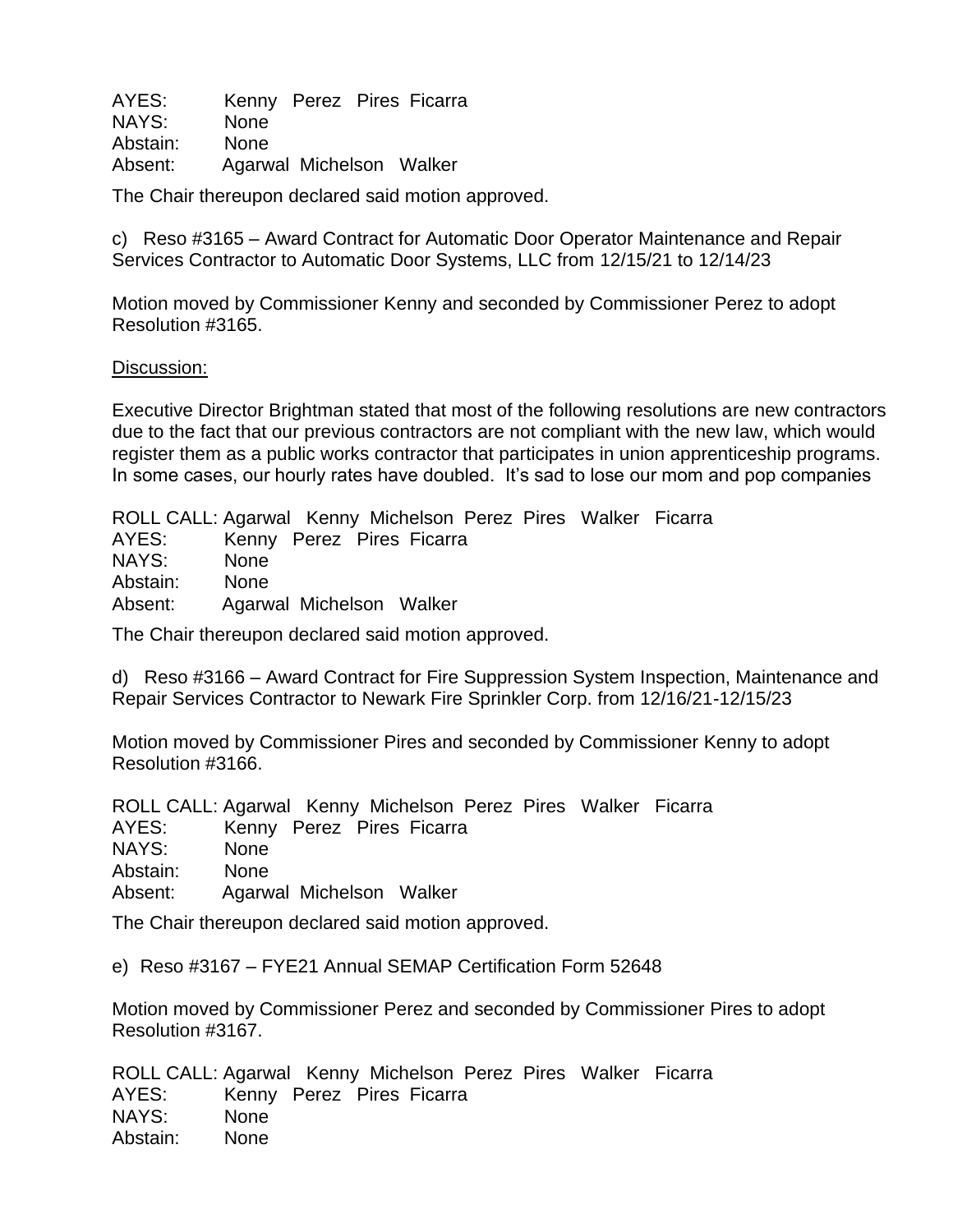AYES: Kenny Perez Pires Ficarra
NAYS: None
Abstain: None
Absent: Agarwal Michelson Walker

The Chair thereupon declared said motion approved.

c) Reso #3165 – Award Contract for Automatic Door Operator Maintenance and Repair Services Contractor to Automatic Door Systems, LLC from 12/15/21 to 12/14/23

Motion moved by Commissioner Kenny and seconded by Commissioner Perez to adopt Resolution #3165.

Discussion:

Executive Director Brightman stated that most of the following resolutions are new contractors due to the fact that our previous contractors are not compliant with the new law, which would register them as a public works contractor that participates in union apprenticeship programs. In some cases, our hourly rates have doubled. It's sad to lose our mom and pop companies

ROLL CALL: Agarwal Kenny Michelson Perez Pires Walker Ficarra
AYES: Kenny Perez Pires Ficarra
NAYS: None
Abstain: None
Absent: Agarwal Michelson Walker

The Chair thereupon declared said motion approved.

d) Reso #3166 – Award Contract for Fire Suppression System Inspection, Maintenance and Repair Services Contractor to Newark Fire Sprinkler Corp. from 12/16/21-12/15/23

Motion moved by Commissioner Pires and seconded by Commissioner Kenny to adopt Resolution #3166.

ROLL CALL: Agarwal Kenny Michelson Perez Pires Walker Ficarra
AYES: Kenny Perez Pires Ficarra
NAYS: None
Abstain: None
Absent: Agarwal Michelson Walker

The Chair thereupon declared said motion approved.

e) Reso #3167 – FYE21 Annual SEMAP Certification Form 52648

Motion moved by Commissioner Perez and seconded by Commissioner Pires to adopt Resolution #3167.

ROLL CALL: Agarwal Kenny Michelson Perez Pires Walker Ficarra
AYES: Kenny Perez Pires Ficarra
NAYS: None
Abstain: None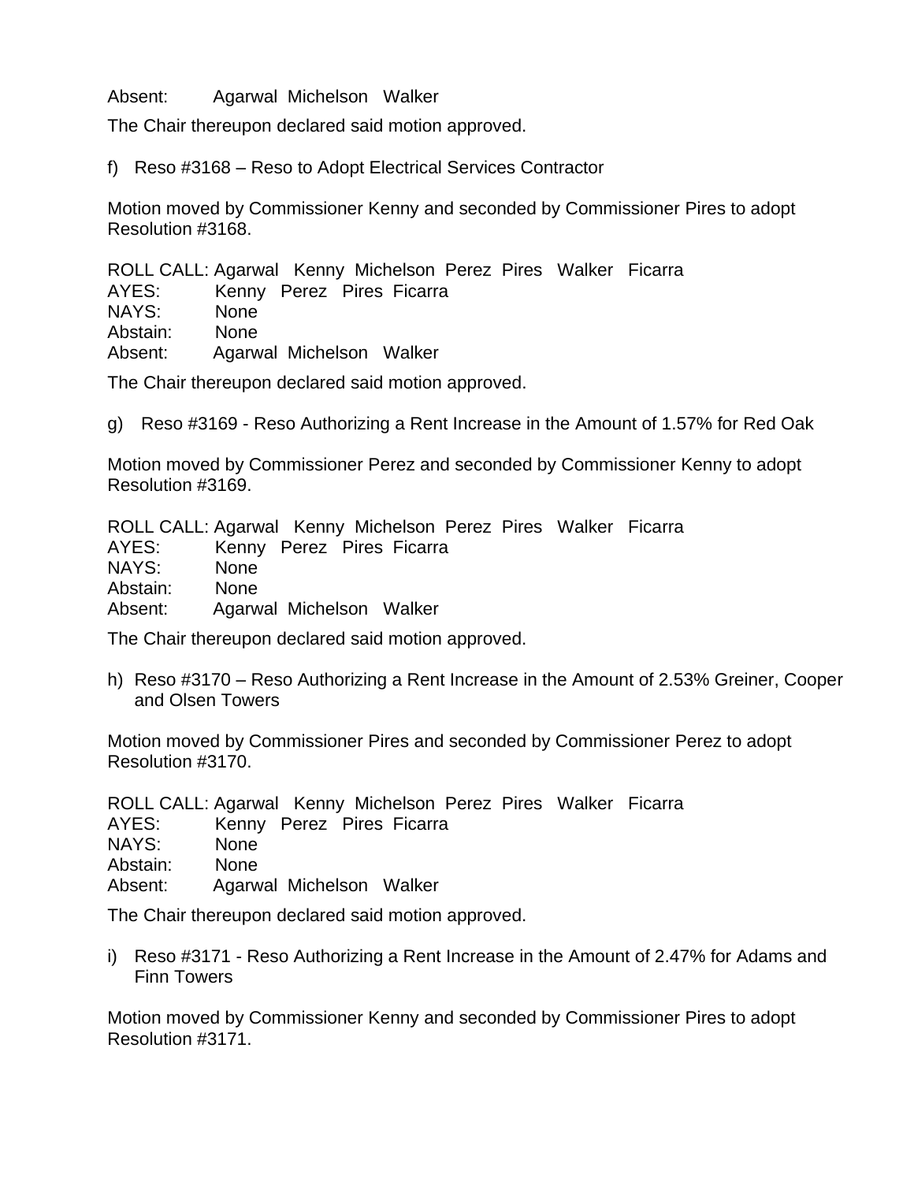Absent: Agarwal Michelson Walker

The Chair thereupon declared said motion approved.

f) Reso #3168 – Reso to Adopt Electrical Services Contractor

Motion moved by Commissioner Kenny and seconded by Commissioner Pires to adopt Resolution #3168.

ROLL CALL: Agarwal Kenny Michelson Perez Pires Walker Ficarra
AYES: Kenny Perez Pires Ficarra
NAYS: None
Abstain: None
Absent: Agarwal Michelson Walker

The Chair thereupon declared said motion approved.

g) Reso #3169 - Reso Authorizing a Rent Increase in the Amount of 1.57% for Red Oak

Motion moved by Commissioner Perez and seconded by Commissioner Kenny to adopt Resolution #3169.

ROLL CALL: Agarwal Kenny Michelson Perez Pires Walker Ficarra
AYES: Kenny Perez Pires Ficarra
NAYS: None
Abstain: None
Absent: Agarwal Michelson Walker

The Chair thereupon declared said motion approved.

h) Reso #3170 – Reso Authorizing a Rent Increase in the Amount of 2.53% Greiner, Cooper and Olsen Towers

Motion moved by Commissioner Pires and seconded by Commissioner Perez to adopt Resolution #3170.

ROLL CALL: Agarwal Kenny Michelson Perez Pires Walker Ficarra
AYES: Kenny Perez Pires Ficarra
NAYS: None
Abstain: None
Absent: Agarwal Michelson Walker

The Chair thereupon declared said motion approved.

i) Reso #3171 - Reso Authorizing a Rent Increase in the Amount of 2.47% for Adams and Finn Towers

Motion moved by Commissioner Kenny and seconded by Commissioner Pires to adopt Resolution #3171.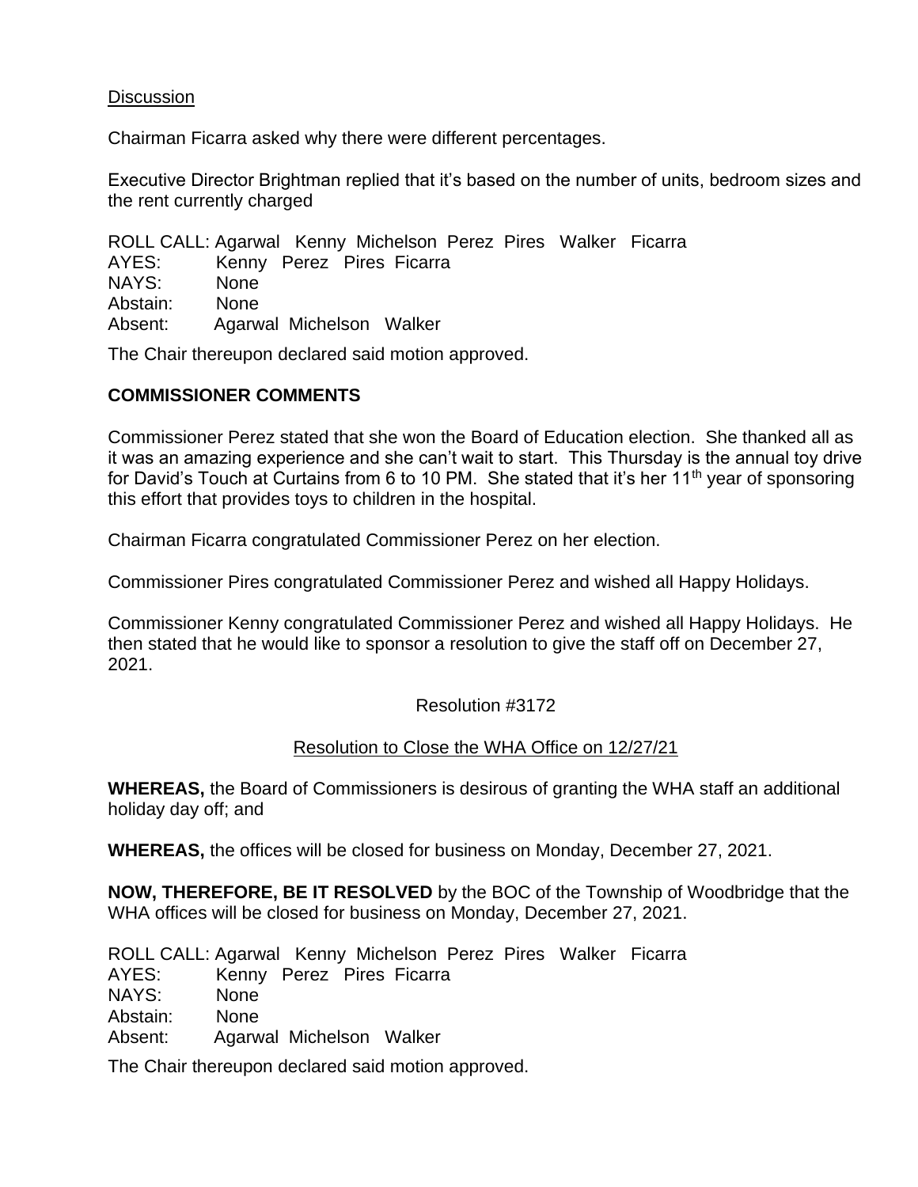<u>Discussion</u>

Chairman Ficarra asked why there were different percentages.

Executive Director Brightman replied that it's based on the number of units, bedroom sizes and the rent currently charged

ROLL CALL: Agarwal Kenny Michelson Perez Pires Walker Ficarra
AYES: Kenny Perez Pires Ficarra
NAYS: None
Abstain: None
Absent: Agarwal Michelson Walker

The Chair thereupon declared said motion approved.

**COMMISSIONER COMMENTS**

Commissioner Perez stated that she won the Board of Education election. She thanked all as it was an amazing experience and she can't wait to start. This Thursday is the annual toy drive for David's Touch at Curtains from 6 to 10 PM. She stated that it's her 11th year of sponsoring this effort that provides toys to children in the hospital.

Chairman Ficarra congratulated Commissioner Perez on her election.

Commissioner Pires congratulated Commissioner Perez and wished all Happy Holidays.

Commissioner Kenny congratulated Commissioner Perez and wished all Happy Holidays. He then stated that he would like to sponsor a resolution to give the staff off on December 27, 2021.

Resolution #3172

<u>Resolution to Close the WHA Office on 12/27/21</u>

**WHEREAS,** the Board of Commissioners is desirous of granting the WHA staff an additional holiday day off; and

**WHEREAS,** the offices will be closed for business on Monday, December 27, 2021.

**NOW, THEREFORE, BE IT RESOLVED** by the BOC of the Township of Woodbridge that the WHA offices will be closed for business on Monday, December 27, 2021.

ROLL CALL: Agarwal Kenny Michelson Perez Pires Walker Ficarra
AYES: Kenny Perez Pires Ficarra
NAYS: None
Abstain: None
Absent: Agarwal Michelson Walker

The Chair thereupon declared said motion approved.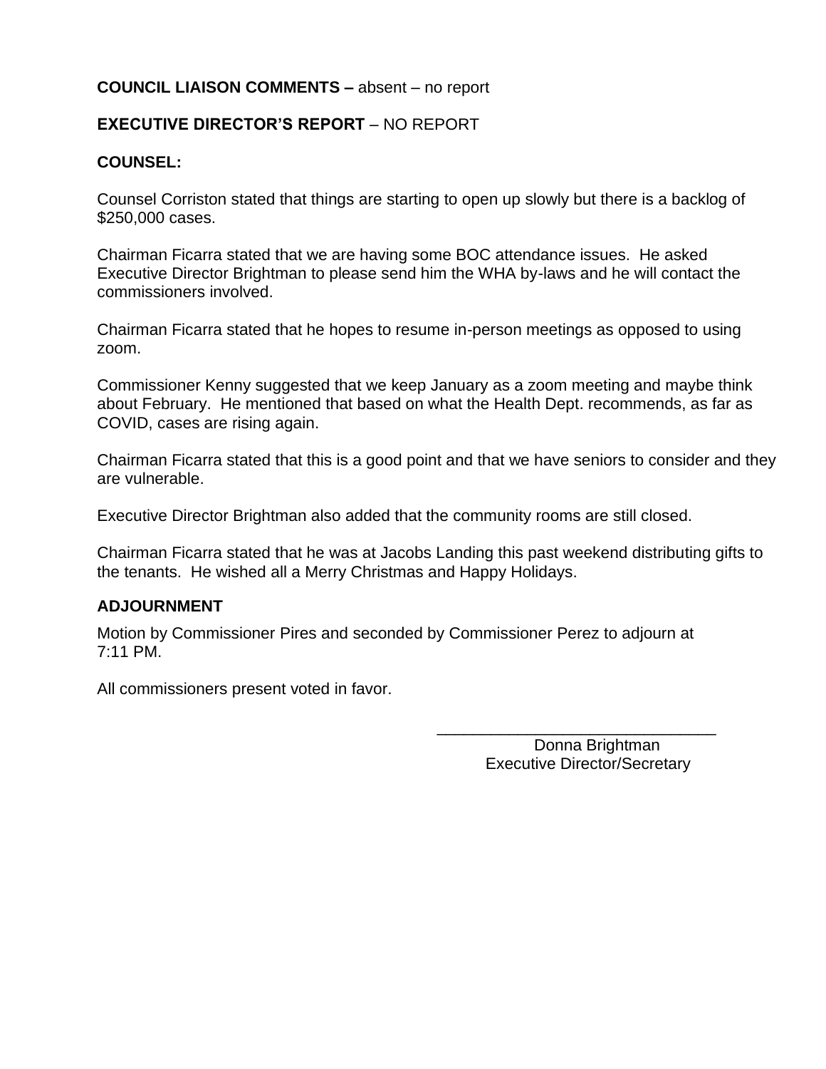**COUNCIL LIAISON COMMENTS –** absent – no report

**EXECUTIVE DIRECTOR'S REPORT** – NO REPORT

**COUNSEL:**

Counsel Corriston stated that things are starting to open up slowly but there is a backlog of $250,000 cases.

Chairman Ficarra stated that we are having some BOC attendance issues. He asked Executive Director Brightman to please send him the WHA by-laws and he will contact the commissioners involved.

Chairman Ficarra stated that he hopes to resume in-person meetings as opposed to using zoom.

Commissioner Kenny suggested that we keep January as a zoom meeting and maybe think about February. He mentioned that based on what the Health Dept. recommends, as far as COVID, cases are rising again.

Chairman Ficarra stated that this is a good point and that we have seniors to consider and they are vulnerable.

Executive Director Brightman also added that the community rooms are still closed.

Chairman Ficarra stated that he was at Jacobs Landing this past weekend distributing gifts to the tenants. He wished all a Merry Christmas and Happy Holidays.

**ADJOURNMENT**

Motion by Commissioner Pires and seconded by Commissioner Perez to adjourn at 7:11 PM.

All commissioners present voted in favor.

_______________________________

Donna Brightman
Executive Director/Secretary